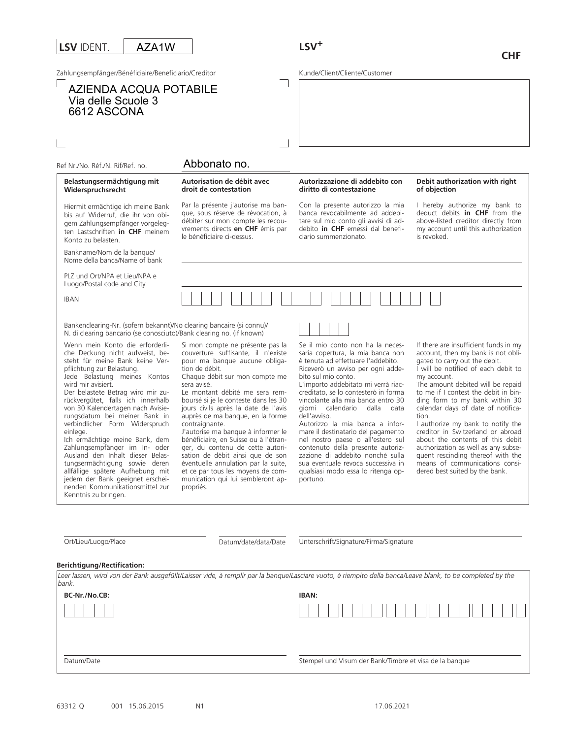**LSV** IDENT. AZA1W

**LSV⁺**

**CHF**

Zahlungsempfänger/Bénéficiaire/Beneficiario/Creditor

AZIENDA ACQUA POTABILE
Via delle Scuole 3
6612 ASCONA

Kunde/Client/Cliente/Customer

Ref Nr./No. Réf./N. Rif/Ref. no. Abbonato no.

| **Belastungsermächtigung mit Widerspruchsrecht** | **Autorisation de débit avec droit de contestation** | **Autorizzazione di addebito con diritto di contestazione** | **Debit authorization with right of objection** |
|---|---|---|---|
| Hiermit ermächtige ich meine Bank bis auf Widerruf, die ihr von obigem Zahlungsempfänger vorgelegten Lastschriften **in CHF** meinem Konto zu belasten. | Par la présente j'autorise ma banque, sous réserve de révocation, à débiter sur mon compte les recouvrements directs **en CHF** émis par le bénéficiaire ci-dessus. | Con la presente autorizzo la mia banca revocabilmente ad addebitare sul mio conto gli avvisi di addebito **in CHF** emessi dal beneficiario summenzionato. | I hereby authorize my bank to deduct debits **in CHF** from the above-listed creditor directly from my account until this authorization is revoked. |

Bankname/Nom de la banque/ Nome della banca/Name of bank

PLZ und Ort/NPA et Lieu/NPA e Luogo/Postal code and City

IBAN

Bankenclearing-Nr. (sofern bekannt)/No clearing bancaire (si connu)/ N. di clearing bancario (se conosciuto)/Bank clearing no. (if known)

| | | | |
|---|---|---|---|
| Wenn mein Konto die erforderliche Deckung nicht aufweist, besteht für meine Bank keine Verpflichtung zur Belastung. Jede Belastung meines Kontos wird mir avisiert. Der belastete Betrag wird mir zurückvergütet, falls ich innerhalb von 30 Kalendertagen nach Avisierungsdatum bei meiner Bank in verbindlicher Form Widerspruch einlege. Ich ermächtige meine Bank, dem Zahlungsempfänger im In- oder Ausland den Inhalt dieser Belastungsermächtigung sowie deren allfällige spätere Aufhebung mit jedem der Bank geeignet erscheinenden Kommunikationsmittel zur Kenntnis zu bringen. | Si mon compte ne présente pas la couverture suffisante, il n'existe pour ma banque aucune obligation de débit. Chaque débit sur mon compte me sera avisé. Le montant débité me sera remboursé si je le conteste dans les 30 jours civils après la date de l'avis auprès de ma banque, en la forme contraignante. J'autorise ma banque à informer le bénéficiaire, en Suisse ou à l'étranger, du contenu de cette autorisation de débit ainsi que de son éventuelle annulation par la suite, et ce par tous les moyens de communication qui lui sembleront appropriés. | Se il mio conto non ha la necessaria copertura, la mia banca non è tenuta ad effettuare l'addebito. Riceverò un avviso per ogni addebito sul mio conto. L'importo addebitato mi verrà riaccreditato, se lo contesterò in forma vincolante alla mia banca entro 30 giorni calendario dalla data dell'avviso. Autorizzo la mia banca a informare il destinatario del pagamento nel nostro paese o all'estero sul contenuto della presente autorizzazione di addebito nonché sulla sua eventuale revoca successiva in qualsiasi modo essa lo ritenga opportuno. | If there are insufficient funds in my account, then my bank is not obligated to carry out the debit. I will be notified of each debit to my account. The amount debited will be repaid to me if I contest the debit in binding form to my bank within 30 calendar days of date of notification. I authorize my bank to notify the creditor in Switzerland or abroad about the contents of this debit authorization as well as any subsequent rescinding thereof with the means of communications considered best suited by the bank. |

Ort/Lieu/Luogo/Place &nbsp;&nbsp;&nbsp; Datum/date/data/Date &nbsp;&nbsp;&nbsp; Unterschrift/Signature/Firma/Signature

**Berichtigung/Rectification:**

*Leer lassen, wird von der Bank ausgefüllt/Laisser vide, à remplir par la banque/Lasciare vuoto, è riempito della banca/Leave blank, to be completed by the bank.*

**BC-Nr./No.CB:**

**IBAN:**

Datum/Date

Stempel und Visum der Bank/Timbre et visa de la banque

63312 Q &nbsp;&nbsp; 001 15.06.2015 &nbsp;&nbsp; N1 &nbsp;&nbsp; 17.06.2021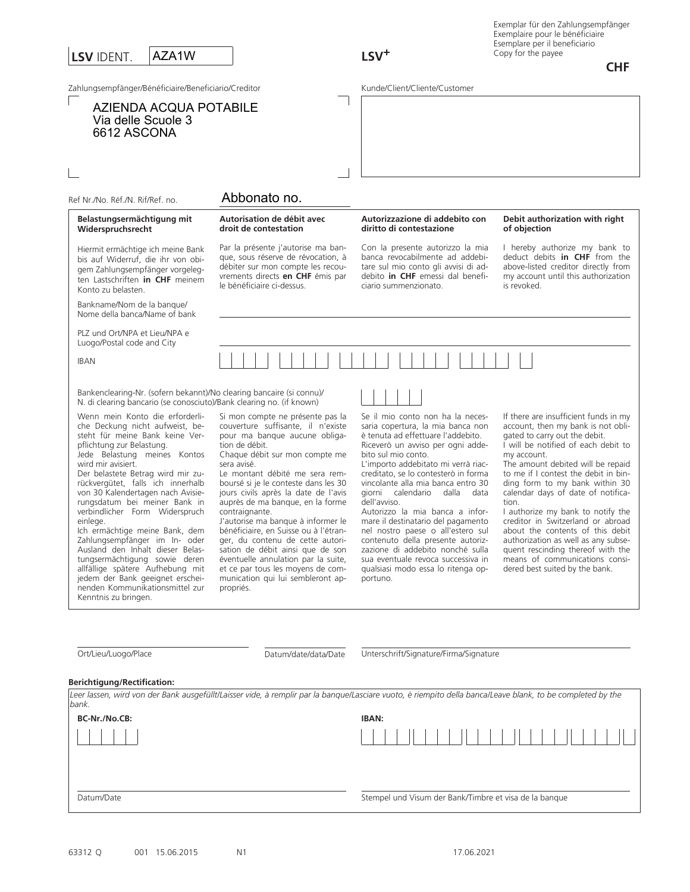Exemplar für den Zahlungsempfänger
Exemplaire pour le bénéficiaire
Esemplare per il beneficiario
Copy for the payee

**LSV** IDENT. AZA1W

**LSV+**

**CHF**

Zahlungsempfänger/Bénéficiaire/Beneficiario/Creditor

AZIENDA ACQUA POTABILE
Via delle Scuole 3
6612 ASCONA

Kunde/Client/Cliente/Customer

Ref Nr./No. Réf./N. Rif/Ref. no. Abbonato no.

| **Belastungsermächtigung mit Widerspruchsrecht** | **Autorisation de débit avec droit de contestation** | **Autorizzazione di addebito con diritto di contestazione** | **Debit authorization with right of objection** |
|---|---|---|---|
| Hiermit ermächtige ich meine Bank bis auf Widerruf, die ihr von obigem Zahlungsempfänger vorgelegten Lastschriften **in CHF** meinem Konto zu belasten. | Par la présente j'autorise ma banque, sous réserve de révocation, à débiter sur mon compte les recouvrements directs **en CHF** émis par le bénéficiaire ci-dessus. | Con la presente autorizzo la mia banca revocabilmente ad addebitare sul mio conto gli avvisi di addebito **in CHF** emessi dal beneficiario summenzionato. | I hereby authorize my bank to deduct debits **in CHF** from the above-listed creditor directly from my account until this authorization is revoked. |

Bankname/Nom de la banque/Nome della banca/Name of bank

PLZ und Ort/NPA et Lieu/NPA e Luogo/Postal code and City

IBAN

Bankenclearing-Nr. (sofern bekannt)/No clearing bancaire (si connu)/N. di clearing bancario (se conosciuto)/Bank clearing no. (if known)

| | | | |
|---|---|---|---|
| Wenn mein Konto die erforderliche Deckung nicht aufweist, besteht für meine Bank keine Verpflichtung zur Belastung. Jede Belastung meines Kontos wird mir avisiert. Der belastete Betrag wird mir zurückvergütet, falls ich innerhalb von 30 Kalendertagen nach Avisierungsdatum bei meiner Bank in verbindlicher Form Widerspruch einlege. Ich ermächtige meine Bank, dem Zahlungsempfänger im In- oder Ausland den Inhalt dieser Belastungsermächtigung sowie deren allfällige spätere Aufhebung mit jedem der Bank geeignet erscheinenden Kommunikationsmittel zur Kenntnis zu bringen. | Si mon compte ne présente pas la couverture suffisante, il n'existe pour ma banque aucune obligation de débit. Chaque débit sur mon compte me sera avisé. Le montant débité me sera remboursé si je le conteste dans les 30 jours civils après la date de l'avis auprès de ma banque, en la forme contraignante. J'autorise ma banque à informer le bénéficiaire, en Suisse ou à l'étranger, du contenu de cette autorisation de débit ainsi que de son éventuelle annulation par la suite, et ce par tous les moyens de communication qui lui sembleront appropriés. | Se il mio conto non ha la necessaria copertura, la mia banca non è tenuta ad effettuare l'addebito. Riceverò un avviso per ogni addebito sul mio conto. L'importo addebitato mi verrà riaccreditato, se lo contesterò in forma vincolante alla mia banca entro 30 giorni calendario dalla data dell'avviso. Autorizzo la mia banca a informare il destinatario del pagamento nel nostro paese o all'estero sul contenuto della presente autorizzazione di addebito nonché sulla sua eventuale revoca successiva in qualsiasi modo essa lo ritenga opportuno. | If there are insufficient funds in my account, then my bank is not obligated to carry out the debit. I will be notified of each debit to my account. The amount debited will be repaid to me if I contest the debit in binding form to my bank within 30 calendar days of date of notification. I authorize my bank to notify the creditor in Switzerland or abroad about the contents of this debit authorization as well as any subsequent rescinding thereof with the means of communications considered best suited by the bank. |

Ort/Lieu/Luogo/Place Datum/date/data/Date Unterschrift/Signature/Firma/Signature

**Berichtigung/Rectification:**

*Leer lassen, wird von der Bank ausgefüllt/Laisser vide, à remplir par la banque/Lasciare vuoto, è riempito della banca/Leave blank, to be completed by the bank.*

**BC-Nr./No.CB:**

**IBAN:**

Datum/Date

Stempel und Visum der Bank/Timbre et visa de la banque

63312 Q 001 15.06.2015 N1 17.06.2021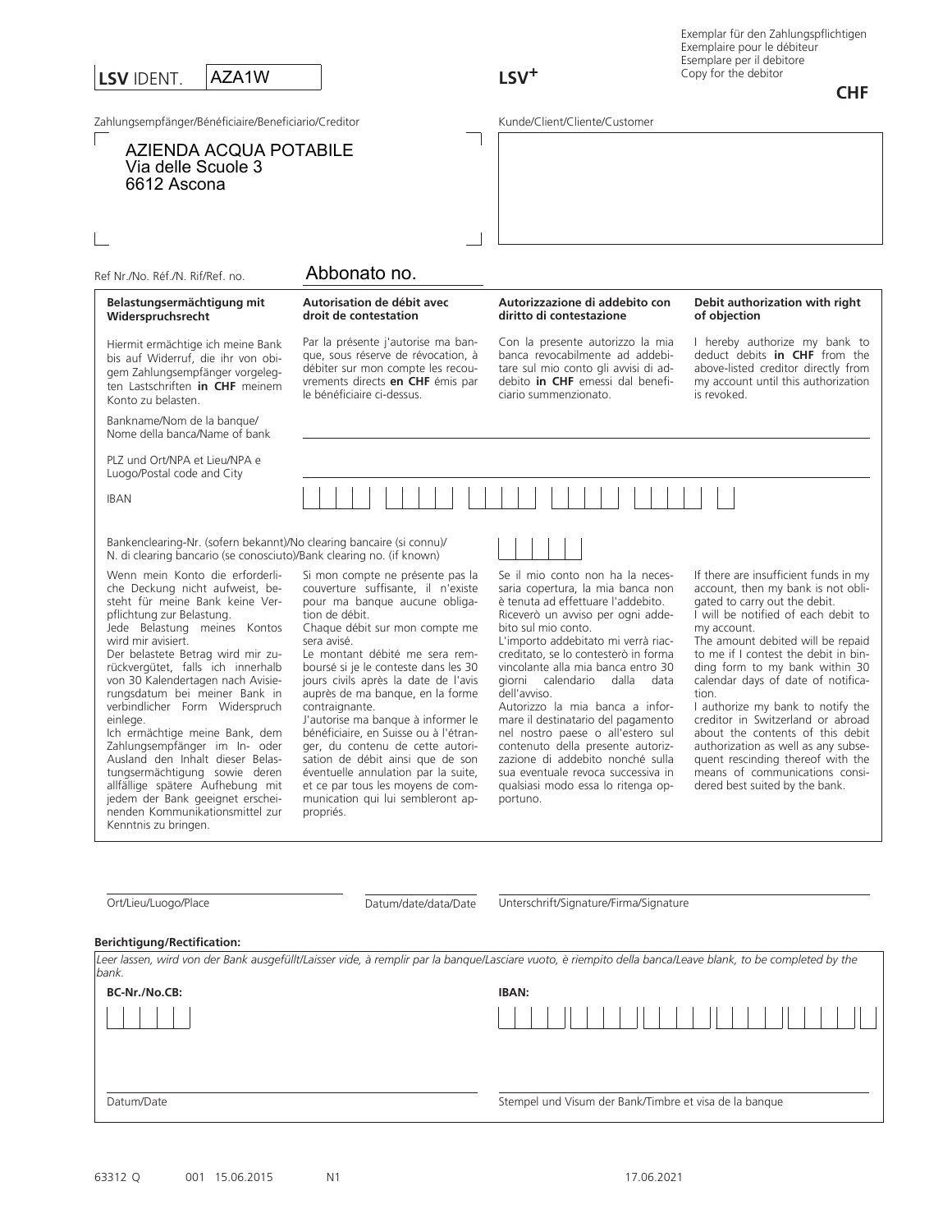**LSV** IDENT. AZA1W

**LSV+**

Exemplar für den Zahlungspflichtigen
Exemplaire pour le débiteur
Esemplare per il debitore
Copy for the debitor

**CHF**

Zahlungsempfänger/Bénéficiaire/Beneficiario/Creditor

AZIENDA ACQUA POTABILE
Via delle Scuole 3
6612 Ascona

Kunde/Client/Cliente/Customer

Ref Nr./No. Réf./N. Rif/Ref. no. Abbonato no.

| **Belastungsermächtigung mit Widerspruchsrecht** | **Autorisation de débit avec droit de contestation** | **Autorizzazione di addebito con diritto di contestazione** | **Debit authorization with right of objection** |
|---|---|---|---|
| Hiermit ermächtige ich meine Bank bis auf Widerruf, die ihr von obigem Zahlungsempfänger vorgelegten Lastschriften **in CHF** meinem Konto zu belasten. | Par la présente j'autorise ma banque, sous réserve de révocation, à débiter sur mon compte les recouvrements directs **en CHF** émis par le bénéficiaire ci-dessus. | Con la presente autorizzo la mia banca revocabilmente ad addebitare sul mio conto gli avvisi di addebito **in CHF** emessi dal beneficiario summenzionato. | I hereby authorize my bank to deduct debits **in CHF** from the above-listed creditor directly from my account until this authorization is revoked. |

Bankname/Nom de la banque/Nome della banca/Name of bank

PLZ und Ort/NPA et Lieu/NPA e Luogo/Postal code and City

IBAN

Bankenclearing-Nr. (sofern bekannt)/No clearing bancaire (si connu)/N. di clearing bancario (se conosciuto)/Bank clearing no. (if known)

| | | | |
|---|---|---|---|
| Wenn mein Konto die erforderliche Deckung nicht aufweist, besteht für meine Bank keine Verpflichtung zur Belastung.<br>Jede Belastung meines Kontos wird mir avisiert.<br>Der belastete Betrag wird mir zurückvergütet, falls ich innerhalb von 30 Kalendertagen nach Avisierungsdatum bei meiner Bank in verbindlicher Form Widerspruch einlege.<br>Ich ermächtige meine Bank, dem Zahlungsempfänger im In- oder Ausland den Inhalt dieser Belastungsermächtigung sowie deren allfällige spätere Aufhebung mit jedem der Bank geeignet erscheinenden Kommunikationsmittel zur Kenntnis zu bringen. | Si mon compte ne présente pas la couverture suffisante, il n'existe pour ma banque aucune obligation de débit.<br>Chaque débit sur mon compte me sera avisé.<br>Le montant débité me sera remboursé si je le conteste dans les 30 jours civils après la date de l'avis auprès de ma banque, en la forme contraignante.<br>J'autorise ma banque à informer le bénéficiaire, en Suisse ou à l'étranger, du contenu de cette autorisation de débit ainsi que de son éventuelle annulation par la suite, et ce par tous les moyens de communication qui lui sembleront appropriés. | Se il mio conto non ha la necessaria copertura, la mia banca non è tenuta ad effettuare l'addebito.<br>Riceverò un avviso per ogni addebito sul mio conto.<br>L'importo addebitato mi verrà riaccreditato, se lo contesterò in forma vincolante alla mia banca entro 30 giorni calendario dalla data dell'avviso.<br>Autorizzo la mia banca a informare il destinatario del pagamento nel nostro paese o all'estero sul contenuto della presente autorizzazione di addebito nonché sulla sua eventuale revoca successiva in qualsiasi modo essa lo ritenga opportuno. | If there are insufficient funds in my account, then my bank is not obligated to carry out the debit.<br>I will be notified of each debit to my account.<br>The amount debited will be repaid to me if I contest the debit in binding form to my bank within 30 calendar days of date of notification.<br>I authorize my bank to notify the creditor in Switzerland or abroad about the contents of this debit authorization as well as any subsequent rescinding thereof with the means of communications considered best suited by the bank. |

Ort/Lieu/Luogo/Place

Datum/date/data/Date

Unterschrift/Signature/Firma/Signature

**Berichtigung/Rectification:**

*Leer lassen, wird von der Bank ausgefüllt/Laisser vide, à remplir par la banque/Lasciare vuoto, è riempito della banca/Leave blank, to be completed by the bank.*

**BC-Nr./No.CB:**

**IBAN:**

Datum/Date

Stempel und Visum der Bank/Timbre et visa de la banque

63312 Q 001 15.06.2015 N1 17.06.2021